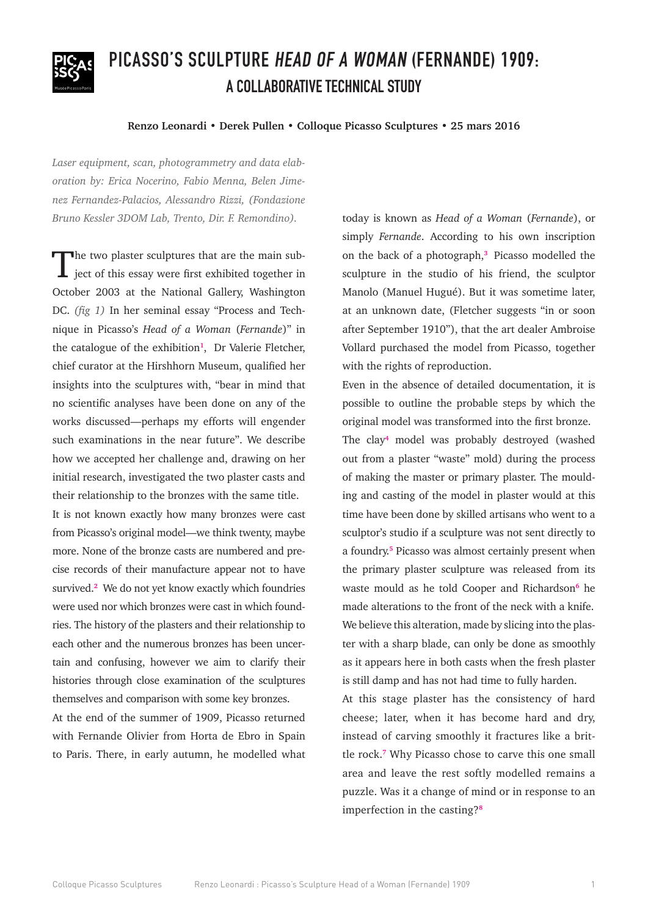# PICASSO'S SCULPTURE *HEAD OF A WOMAN* (FERNANDE) 1909:
## A COLLABORATIVE TECHNICAL STUDY

**Renzo Leonardi • Derek Pullen • Colloque Picasso Sculptures • 25 mars 2016**

*Laser equipment, scan, photogrammetry and data elaboration by: Erica Nocerino, Fabio Menna, Belen Jimenez Fernandez-Palacios, Alessandro Rizzi, (Fondazione Bruno Kessler 3DOM Lab, Trento, Dir. F. Remondino).*

The two plaster sculptures that are the main subject of this essay were first exhibited together in October 2003 at the National Gallery, Washington DC. *(fig 1)* In her seminal essay "Process and Technique in Picasso's *Head of a Woman* (*Fernande*)" in the catalogue of the exhibition[1], Dr Valerie Fletcher, chief curator at the Hirshhorn Museum, qualified her insights into the sculptures with, "bear in mind that no scientific analyses have been done on any of the works discussed—perhaps my efforts will engender such examinations in the near future". We describe how we accepted her challenge and, drawing on her initial research, investigated the two plaster casts and their relationship to the bronzes with the same title.

It is not known exactly how many bronzes were cast from Picasso's original model—we think twenty, maybe more. None of the bronze casts are numbered and precise records of their manufacture appear not to have survived.[2] We do not yet know exactly which foundries were used nor which bronzes were cast in which foundries. The history of the plasters and their relationship to each other and the numerous bronzes has been uncertain and confusing, however we aim to clarify their histories through close examination of the sculptures themselves and comparison with some key bronzes.

At the end of the summer of 1909, Picasso returned with Fernande Olivier from Horta de Ebro in Spain to Paris. There, in early autumn, he modelled what today is known as *Head of a Woman* (*Fernande*), or simply *Fernande*. According to his own inscription on the back of a photograph,[3] Picasso modelled the sculpture in the studio of his friend, the sculptor Manolo (Manuel Hugué). But it was sometime later, at an unknown date, (Fletcher suggests "in or soon after September 1910"), that the art dealer Ambroise Vollard purchased the model from Picasso, together with the rights of reproduction.

Even in the absence of detailed documentation, it is possible to outline the probable steps by which the original model was transformed into the first bronze.

The clay[4] model was probably destroyed (washed out from a plaster "waste" mold) during the process of making the master or primary plaster. The moulding and casting of the model in plaster would at this time have been done by skilled artisans who went to a sculptor's studio if a sculpture was not sent directly to a foundry.[5] Picasso was almost certainly present when the primary plaster sculpture was released from its waste mould as he told Cooper and Richardson[6] he made alterations to the front of the neck with a knife. We believe this alteration, made by slicing into the plaster with a sharp blade, can only be done as smoothly as it appears here in both casts when the fresh plaster is still damp and has not had time to fully harden.

At this stage plaster has the consistency of hard cheese; later, when it has become hard and dry, instead of carving smoothly it fractures like a brittle rock.[7] Why Picasso chose to carve this one small area and leave the rest softly modelled remains a puzzle. Was it a change of mind or in response to an imperfection in the casting?[8]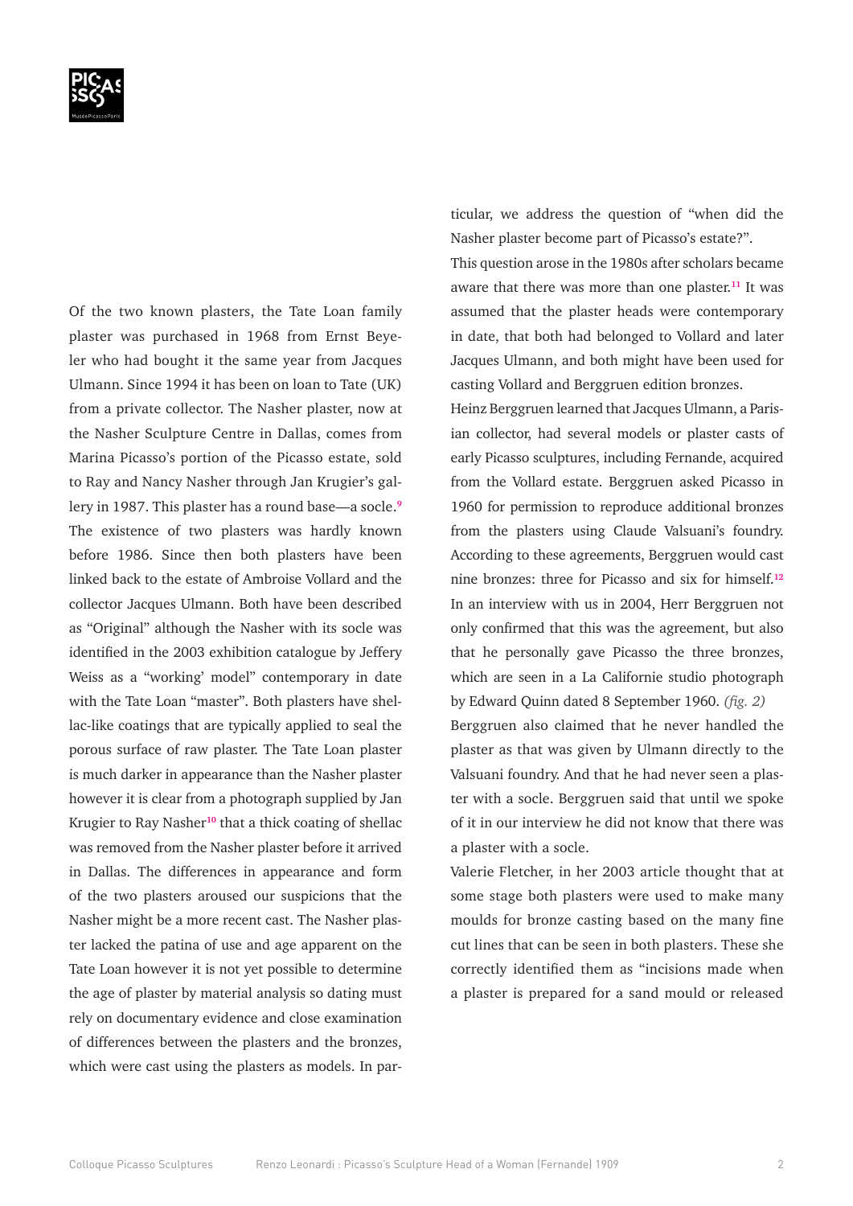Of the two known plasters, the Tate Loan family plaster was purchased in 1968 from Ernst Beyeler who had bought it the same year from Jacques Ulmann. Since 1994 it has been on loan to Tate (UK) from a private collector. The Nasher plaster, now at the Nasher Sculpture Centre in Dallas, comes from Marina Picasso's portion of the Picasso estate, sold to Ray and Nancy Nasher through Jan Krugier's gallery in 1987. This plaster has a round base—a socle.[9] The existence of two plasters was hardly known before 1986. Since then both plasters have been linked back to the estate of Ambroise Vollard and the collector Jacques Ulmann. Both have been described as "Original" although the Nasher with its socle was identified in the 2003 exhibition catalogue by Jeffery Weiss as a "working' model" contemporary in date with the Tate Loan "master". Both plasters have shellac-like coatings that are typically applied to seal the porous surface of raw plaster. The Tate Loan plaster is much darker in appearance than the Nasher plaster however it is clear from a photograph supplied by Jan Krugier to Ray Nasher[10] that a thick coating of shellac was removed from the Nasher plaster before it arrived in Dallas. The differences in appearance and form of the two plasters aroused our suspicions that the Nasher might be a more recent cast. The Nasher plaster lacked the patina of use and age apparent on the Tate Loan however it is not yet possible to determine the age of plaster by material analysis so dating must rely on documentary evidence and close examination of differences between the plasters and the bronzes, which were cast using the plasters as models. In particular, we address the question of "when did the Nasher plaster become part of Picasso's estate?".

This question arose in the 1980s after scholars became aware that there was more than one plaster.[11] It was assumed that the plaster heads were contemporary in date, that both had belonged to Vollard and later Jacques Ulmann, and both might have been used for casting Vollard and Berggruen edition bronzes.

Heinz Berggruen learned that Jacques Ulmann, a Parisian collector, had several models or plaster casts of early Picasso sculptures, including Fernande, acquired from the Vollard estate. Berggruen asked Picasso in 1960 for permission to reproduce additional bronzes from the plasters using Claude Valsuani's foundry. According to these agreements, Berggruen would cast nine bronzes: three for Picasso and six for himself.[12] In an interview with us in 2004, Herr Berggruen not only confirmed that this was the agreement, but also that he personally gave Picasso the three bronzes, which are seen in a La Californie studio photograph by Edward Quinn dated 8 September 1960. *(fig. 2)*

Berggruen also claimed that he never handled the plaster as that was given by Ulmann directly to the Valsuani foundry. And that he had never seen a plaster with a socle. Berggruen said that until we spoke of it in our interview he did not know that there was a plaster with a socle.

Valerie Fletcher, in her 2003 article thought that at some stage both plasters were used to make many moulds for bronze casting based on the many fine cut lines that can be seen in both plasters. These she correctly identified them as "incisions made when a plaster is prepared for a sand mould or released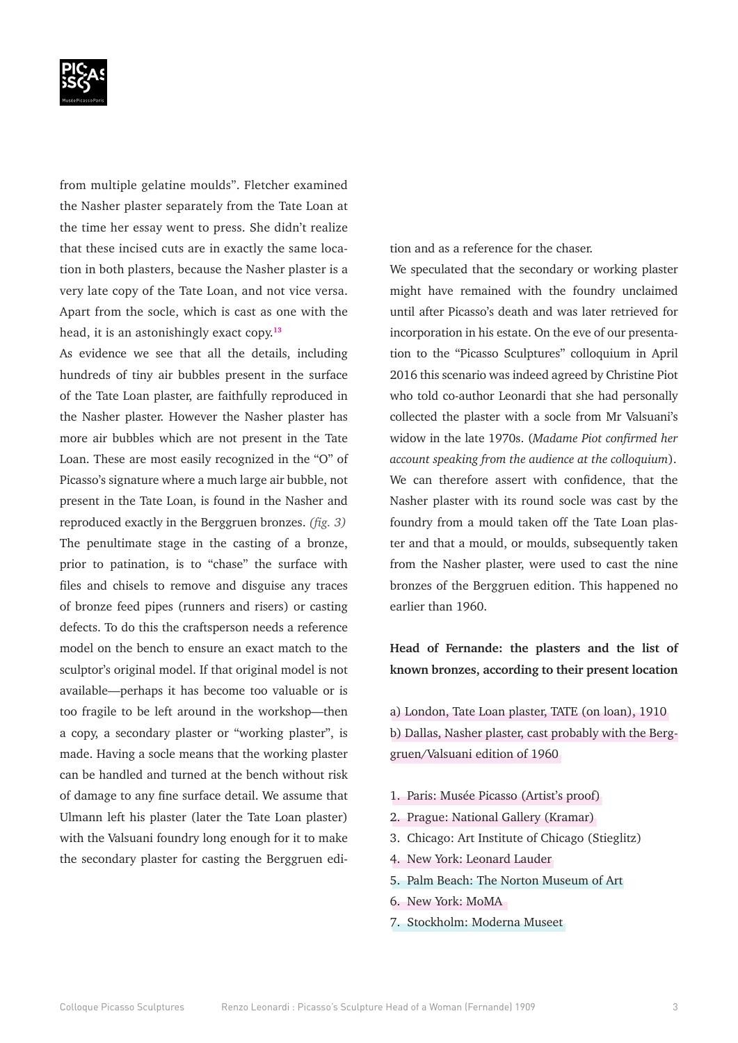from multiple gelatine moulds". Fletcher examined the Nasher plaster separately from the Tate Loan at the time her essay went to press. She didn't realize that these incised cuts are in exactly the same location in both plasters, because the Nasher plaster is a very late copy of the Tate Loan, and not vice versa. Apart from the socle, which is cast as one with the head, it is an astonishingly exact copy.[13]

As evidence we see that all the details, including hundreds of tiny air bubbles present in the surface of the Tate Loan plaster, are faithfully reproduced in the Nasher plaster. However the Nasher plaster has more air bubbles which are not present in the Tate Loan. These are most easily recognized in the "O" of Picasso's signature where a much large air bubble, not present in the Tate Loan, is found in the Nasher and reproduced exactly in the Berggruen bronzes. *(fig. 3)*

The penultimate stage in the casting of a bronze, prior to patination, is to "chase" the surface with files and chisels to remove and disguise any traces of bronze feed pipes (runners and risers) or casting defects. To do this the craftsperson needs a reference model on the bench to ensure an exact match to the sculptor's original model. If that original model is not available—perhaps it has become too valuable or is too fragile to be left around in the workshop—then a copy, a secondary plaster or "working plaster", is made. Having a socle means that the working plaster can be handled and turned at the bench without risk of damage to any fine surface detail. We assume that Ulmann left his plaster (later the Tate Loan plaster) with the Valsuani foundry long enough for it to make the secondary plaster for casting the Berggruen edition and as a reference for the chaser.

We speculated that the secondary or working plaster might have remained with the foundry unclaimed until after Picasso's death and was later retrieved for incorporation in his estate. On the eve of our presentation to the "Picasso Sculptures" colloquium in April 2016 this scenario was indeed agreed by Christine Piot who told co-author Leonardi that she had personally collected the plaster with a socle from Mr Valsuani's widow in the late 1970s. (*Madame Piot confirmed her account speaking from the audience at the colloquium*).

We can therefore assert with confidence, that the Nasher plaster with its round socle was cast by the foundry from a mould taken off the Tate Loan plaster and that a mould, or moulds, subsequently taken from the Nasher plaster, were used to cast the nine bronzes of the Berggruen edition. This happened no earlier than 1960.

**Head of Fernande: the plasters and the list of known bronzes, according to their present location**

a) London, Tate Loan plaster, TATE (on loan), 1910
b) Dallas, Nasher plaster, cast probably with the Berggruen/Valsuani edition of 1960

1. Paris: Musée Picasso (Artist's proof)
2. Prague: National Gallery (Kramar)
3. Chicago: Art Institute of Chicago (Stieglitz)
4. New York: Leonard Lauder
5. Palm Beach: The Norton Museum of Art
6. New York: MoMA
7. Stockholm: Moderna Museet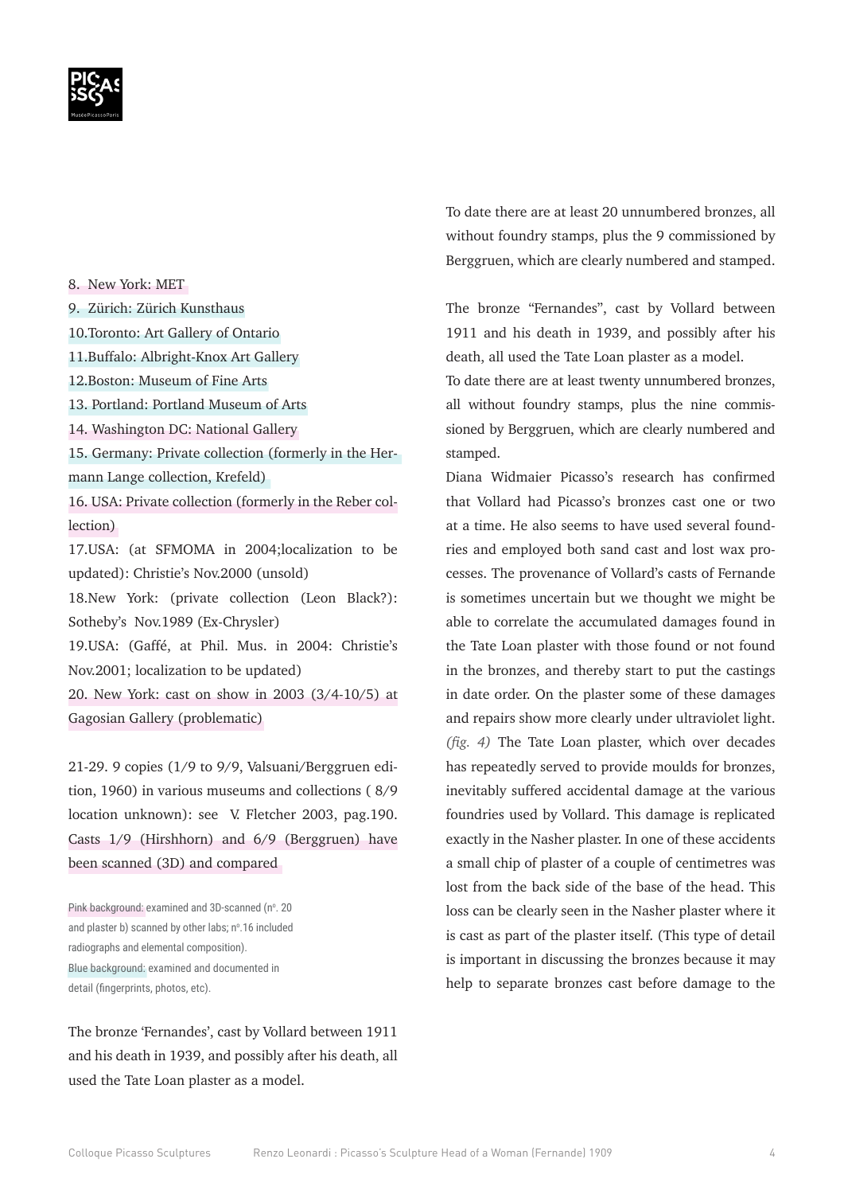8. New York: MET

9. Zürich: Zürich Kunsthaus

10.Toronto: Art Gallery of Ontario

11.Buffalo: Albright-Knox Art Gallery

12.Boston: Museum of Fine Arts

13. Portland: Portland Museum of Arts

14. Washington DC: National Gallery

15. Germany: Private collection (formerly in the Hermann Lange collection, Krefeld)

16. USA: Private collection (formerly in the Reber collection)

17.USA: (at SFMOMA in 2004;localization to be updated): Christie's Nov.2000 (unsold)

18.New York: (private collection (Leon Black?): Sotheby's Nov.1989 (Ex-Chrysler)

19.USA: (Gaffé, at Phil. Mus. in 2004: Christie's Nov.2001; localization to be updated)

20. New York: cast on show in 2003 (3/4-10/5) at Gagosian Gallery (problematic)

21-29. 9 copies (1/9 to 9/9, Valsuani/Berggruen edition, 1960) in various museums and collections ( 8/9 location unknown): see V. Fletcher 2003, pag.190. Casts 1/9 (Hirshhorn) and 6/9 (Berggruen) have been scanned (3D) and compared

Pink background: examined and 3D-scanned (n°. 20 and plaster b) scanned by other labs; n°.16 included radiographs and elemental composition).
Blue background: examined and documented in detail (fingerprints, photos, etc).

The bronze 'Fernandes', cast by Vollard between 1911 and his death in 1939, and possibly after his death, all used the Tate Loan plaster as a model.

To date there are at least 20 unnumbered bronzes, all without foundry stamps, plus the 9 commissioned by Berggruen, which are clearly numbered and stamped.

The bronze "Fernandes", cast by Vollard between 1911 and his death in 1939, and possibly after his death, all used the Tate Loan plaster as a model.
To date there are at least twenty unnumbered bronzes, all without foundry stamps, plus the nine commissioned by Berggruen, which are clearly numbered and stamped.
Diana Widmaier Picasso's research has confirmed that Vollard had Picasso's bronzes cast one or two at a time. He also seems to have used several foundries and employed both sand cast and lost wax processes. The provenance of Vollard's casts of Fernande is sometimes uncertain but we thought we might be able to correlate the accumulated damages found in the Tate Loan plaster with those found or not found in the bronzes, and thereby start to put the castings in date order. On the plaster some of these damages and repairs show more clearly under ultraviolet light. *(fig. 4)* The Tate Loan plaster, which over decades has repeatedly served to provide moulds for bronzes, inevitably suffered accidental damage at the various foundries used by Vollard. This damage is replicated exactly in the Nasher plaster. In one of these accidents a small chip of plaster of a couple of centimetres was lost from the back side of the base of the head. This loss can be clearly seen in the Nasher plaster where it is cast as part of the plaster itself. (This type of detail is important in discussing the bronzes because it may help to separate bronzes cast before damage to the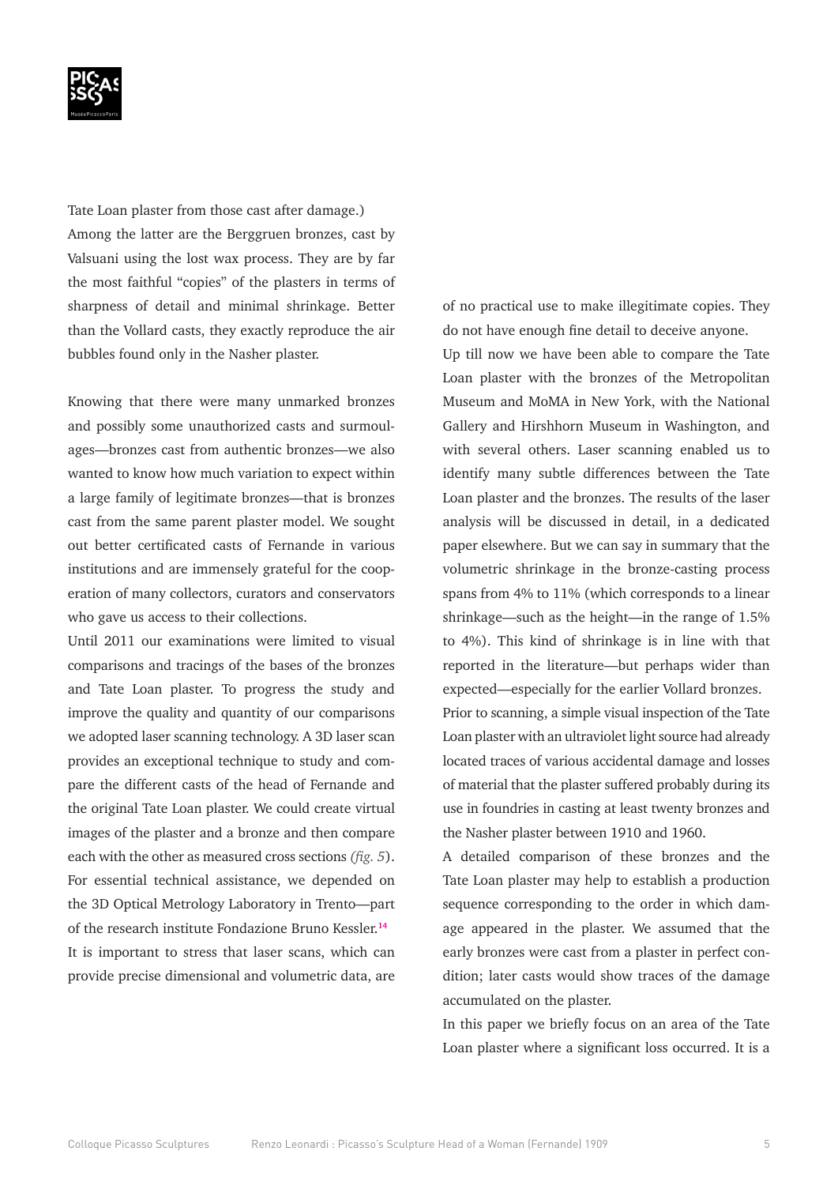Tate Loan plaster from those cast after damage.) Among the latter are the Berggruen bronzes, cast by Valsuani using the lost wax process. They are by far the most faithful "copies" of the plasters in terms of sharpness of detail and minimal shrinkage. Better than the Vollard casts, they exactly reproduce the air bubbles found only in the Nasher plaster.

Knowing that there were many unmarked bronzes and possibly some unauthorized casts and surmoulages—bronzes cast from authentic bronzes—we also wanted to know how much variation to expect within a large family of legitimate bronzes—that is bronzes cast from the same parent plaster model. We sought out better certificated casts of Fernande in various institutions and are immensely grateful for the cooperation of many collectors, curators and conservators who gave us access to their collections.

Until 2011 our examinations were limited to visual comparisons and tracings of the bases of the bronzes and Tate Loan plaster. To progress the study and improve the quality and quantity of our comparisons we adopted laser scanning technology. A 3D laser scan provides an exceptional technique to study and compare the different casts of the head of Fernande and the original Tate Loan plaster. We could create virtual images of the plaster and a bronze and then compare each with the other as measured cross sections *(fig. 5)*. For essential technical assistance, we depended on the 3D Optical Metrology Laboratory in Trento—part of the research institute Fondazione Bruno Kessler.[14]

It is important to stress that laser scans, which can provide precise dimensional and volumetric data, are of no practical use to make illegitimate copies. They do not have enough fine detail to deceive anyone.

Up till now we have been able to compare the Tate Loan plaster with the bronzes of the Metropolitan Museum and MoMA in New York, with the National Gallery and Hirshhorn Museum in Washington, and with several others. Laser scanning enabled us to identify many subtle differences between the Tate Loan plaster and the bronzes. The results of the laser analysis will be discussed in detail, in a dedicated paper elsewhere. But we can say in summary that the volumetric shrinkage in the bronze-casting process spans from 4% to 11% (which corresponds to a linear shrinkage—such as the height—in the range of 1.5% to 4%). This kind of shrinkage is in line with that reported in the literature—but perhaps wider than expected—especially for the earlier Vollard bronzes.

Prior to scanning, a simple visual inspection of the Tate Loan plaster with an ultraviolet light source had already located traces of various accidental damage and losses of material that the plaster suffered probably during its use in foundries in casting at least twenty bronzes and the Nasher plaster between 1910 and 1960.

A detailed comparison of these bronzes and the Tate Loan plaster may help to establish a production sequence corresponding to the order in which damage appeared in the plaster. We assumed that the early bronzes were cast from a plaster in perfect condition; later casts would show traces of the damage accumulated on the plaster.

In this paper we briefly focus on an area of the Tate Loan plaster where a significant loss occurred. It is a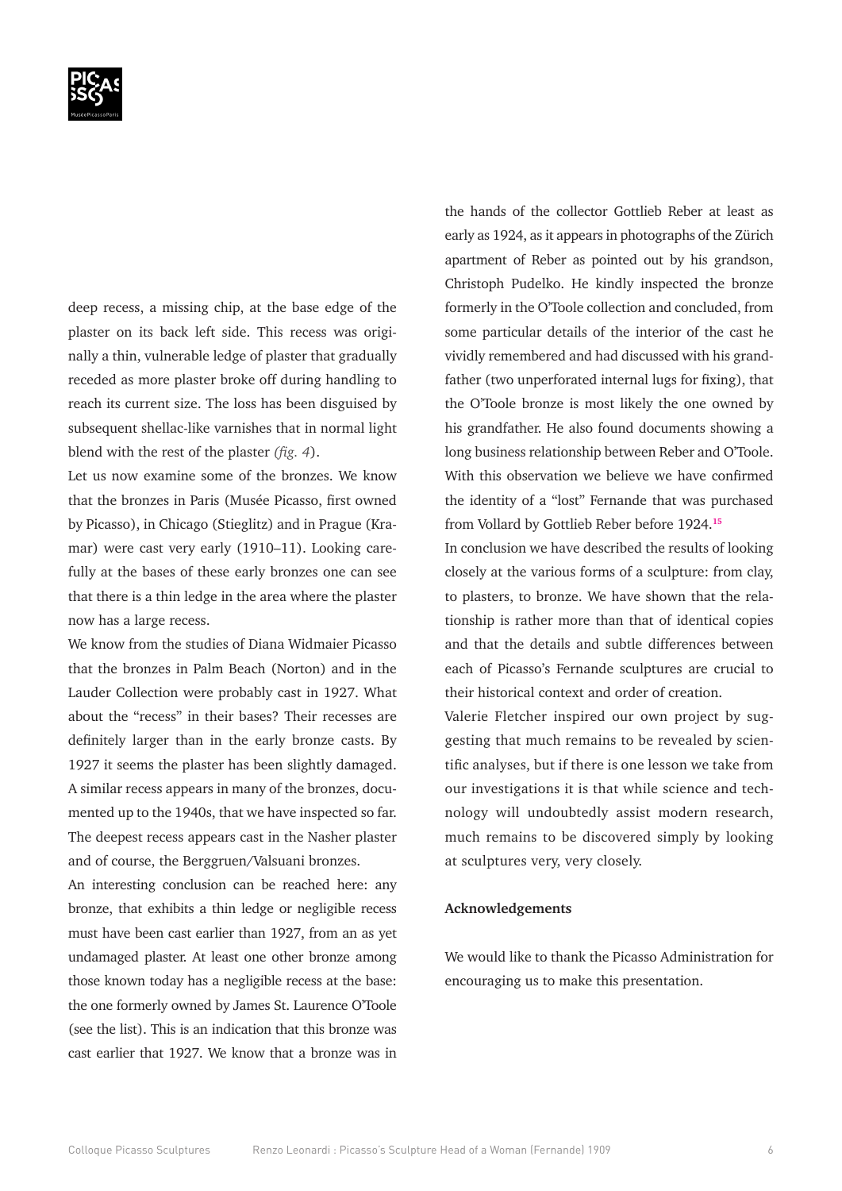deep recess, a missing chip, at the base edge of the plaster on its back left side. This recess was originally a thin, vulnerable ledge of plaster that gradually receded as more plaster broke off during handling to reach its current size. The loss has been disguised by subsequent shellac-like varnishes that in normal light blend with the rest of the plaster *(fig. 4)*.

Let us now examine some of the bronzes. We know that the bronzes in Paris (Musée Picasso, first owned by Picasso), in Chicago (Stieglitz) and in Prague (Kramar) were cast very early (1910–11). Looking carefully at the bases of these early bronzes one can see that there is a thin ledge in the area where the plaster now has a large recess.

We know from the studies of Diana Widmaier Picasso that the bronzes in Palm Beach (Norton) and in the Lauder Collection were probably cast in 1927. What about the "recess" in their bases? Their recesses are definitely larger than in the early bronze casts. By 1927 it seems the plaster has been slightly damaged. A similar recess appears in many of the bronzes, documented up to the 1940s, that we have inspected so far. The deepest recess appears cast in the Nasher plaster and of course, the Berggruen/Valsuani bronzes.

An interesting conclusion can be reached here: any bronze, that exhibits a thin ledge or negligible recess must have been cast earlier than 1927, from an as yet undamaged plaster. At least one other bronze among those known today has a negligible recess at the base: the one formerly owned by James St. Laurence O'Toole (see the list). This is an indication that this bronze was cast earlier that 1927. We know that a bronze was in the hands of the collector Gottlieb Reber at least as early as 1924, as it appears in photographs of the Zürich apartment of Reber as pointed out by his grandson, Christoph Pudelko. He kindly inspected the bronze formerly in the O'Toole collection and concluded, from some particular details of the interior of the cast he vividly remembered and had discussed with his grandfather (two unperforated internal lugs for fixing), that the O'Toole bronze is most likely the one owned by his grandfather. He also found documents showing a long business relationship between Reber and O'Toole. With this observation we believe we have confirmed the identity of a "lost" Fernande that was purchased from Vollard by Gottlieb Reber before 1924.[15]

In conclusion we have described the results of looking closely at the various forms of a sculpture: from clay, to plasters, to bronze. We have shown that the relationship is rather more than that of identical copies and that the details and subtle differences between each of Picasso's Fernande sculptures are crucial to their historical context and order of creation.

Valerie Fletcher inspired our own project by suggesting that much remains to be revealed by scientific analyses, but if there is one lesson we take from our investigations it is that while science and technology will undoubtedly assist modern research, much remains to be discovered simply by looking at sculptures very, very closely.

**Acknowledgements**

We would like to thank the Picasso Administration for encouraging us to make this presentation.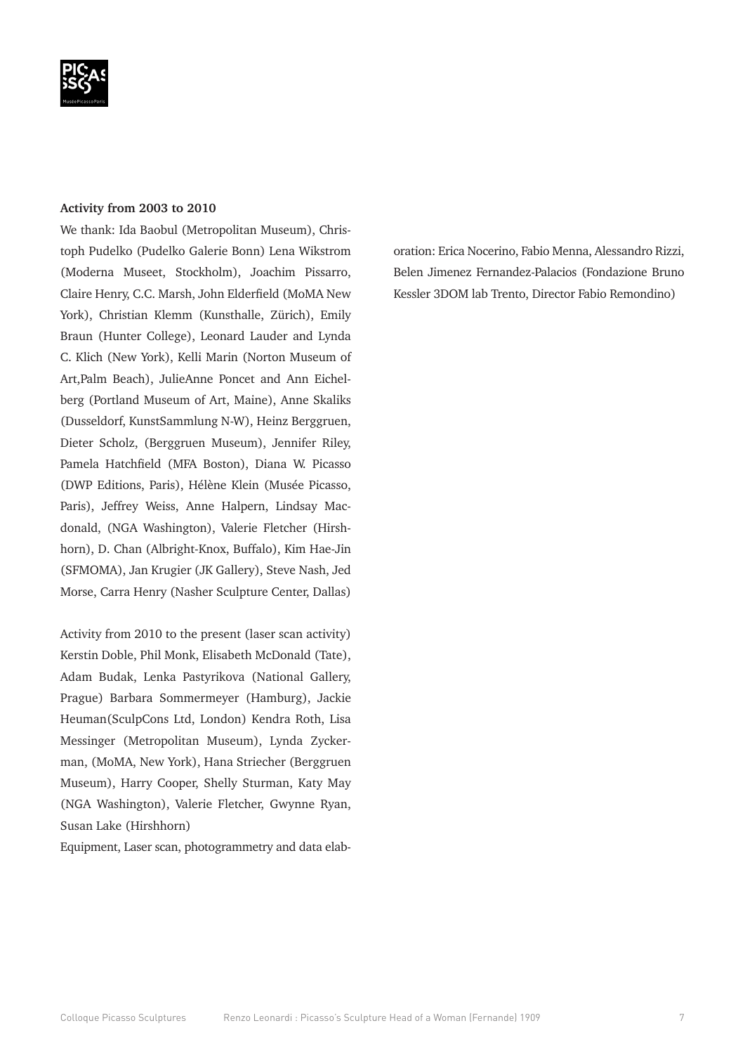**Activity from 2003 to 2010**

We thank: Ida Baobul (Metropolitan Museum), Christoph Pudelko (Pudelko Galerie Bonn) Lena Wikstrom (Moderna Museet, Stockholm), Joachim Pissarro, Claire Henry, C.C. Marsh, John Elderfield (MoMA New York), Christian Klemm (Kunsthalle, Zürich), Emily Braun (Hunter College), Leonard Lauder and Lynda C. Klich (New York), Kelli Marin (Norton Museum of Art,Palm Beach), JulieAnne Poncet and Ann Eichelberg (Portland Museum of Art, Maine), Anne Skaliks (Dusseldorf, KunstSammlung N-W), Heinz Berggruen, Dieter Scholz, (Berggruen Museum), Jennifer Riley, Pamela Hatchfield (MFA Boston), Diana W. Picasso (DWP Editions, Paris), Hélène Klein (Musée Picasso, Paris), Jeffrey Weiss, Anne Halpern, Lindsay Macdonald, (NGA Washington), Valerie Fletcher (Hirshhorn), D. Chan (Albright-Knox, Buffalo), Kim Hae-Jin (SFMOMA), Jan Krugier (JK Gallery), Steve Nash, Jed Morse, Carra Henry (Nasher Sculpture Center, Dallas)

Activity from 2010 to the present (laser scan activity) Kerstin Doble, Phil Monk, Elisabeth McDonald (Tate), Adam Budak, Lenka Pastyrikova (National Gallery, Prague) Barbara Sommermeyer (Hamburg), Jackie Heuman(SculpCons Ltd, London) Kendra Roth, Lisa Messinger (Metropolitan Museum), Lynda Zyckerman, (MoMA, New York), Hana Striecher (Berggruen Museum), Harry Cooper, Shelly Sturman, Katy May (NGA Washington), Valerie Fletcher, Gwynne Ryan, Susan Lake (Hirshhorn)

Equipment, Laser scan, photogrammetry and data elaboration: Erica Nocerino, Fabio Menna, Alessandro Rizzi, Belen Jimenez Fernandez-Palacios (Fondazione Bruno Kessler 3DOM lab Trento, Director Fabio Remondino)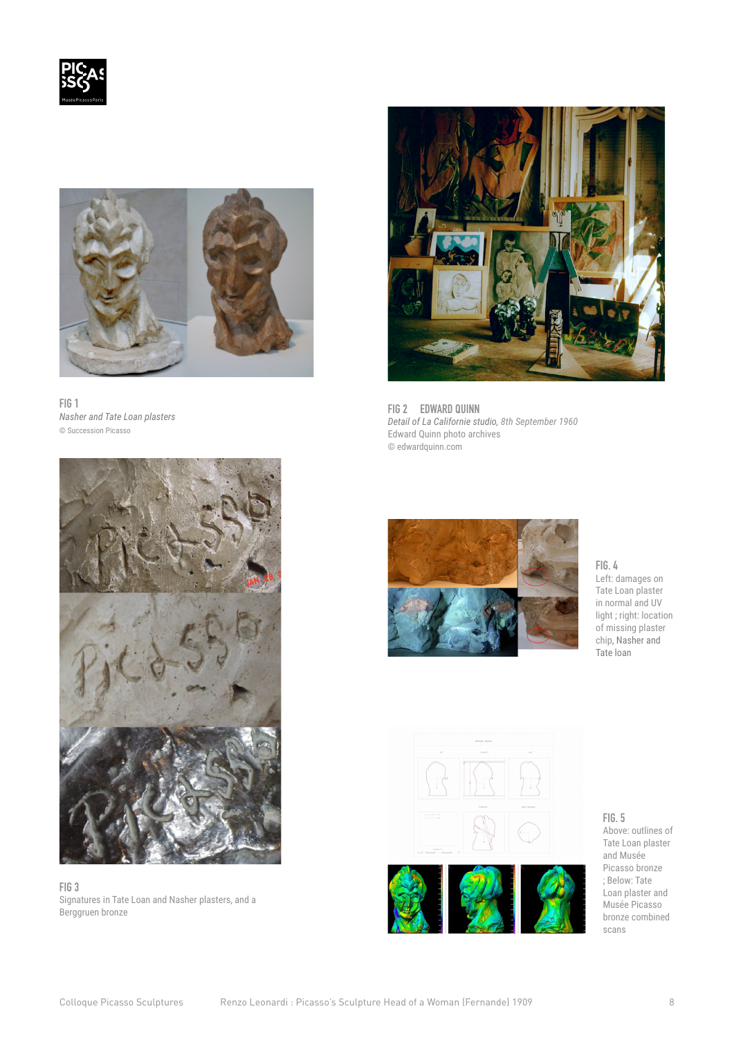FIG 1
*Nasher and Tate Loan plasters*
© Succession Picasso

FIG 2 EDWARD QUINN
*Detail of La Californie studio, 8th September 1960*
Edward Quinn photo archives
© edwardquinn.com

FIG 3
Signatures in Tate Loan and Nasher plasters, and a Berggruen bronze

FIG. 4
Left: damages on Tate Loan plaster in normal and UV light ; right: location of missing plaster chip, Nasher and Tate loan

FIG. 5
Above: outlines of Tate Loan plaster and Musée Picasso bronze ; Below: Tate Loan plaster and Musée Picasso bronze combined scans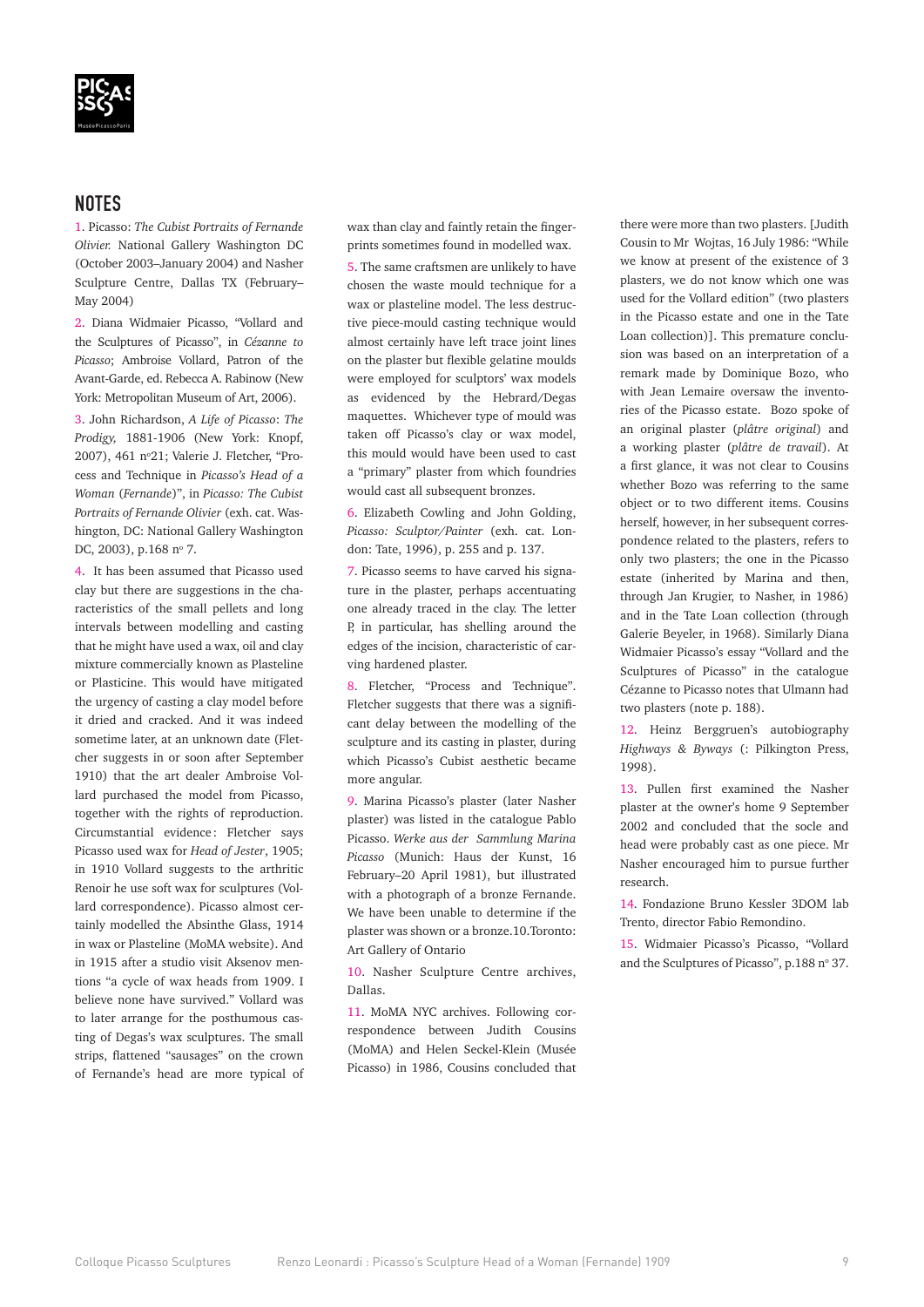## NOTES

1. Picasso: *The Cubist Portraits of Fernande Olivier.* National Gallery Washington DC (October 2003–January 2004) and Nasher Sculpture Centre, Dallas TX (February–May 2004)

2. Diana Widmaier Picasso, "Vollard and the Sculptures of Picasso", in *Cézanne to Picasso*; Ambroise Vollard, Patron of the Avant-Garde, ed. Rebecca A. Rabinow (New York: Metropolitan Museum of Art, 2006).

3. John Richardson, *A Life of Picasso*: *The Prodigy,* 1881-1906 (New York: Knopf, 2007), 461 n°21; Valerie J. Fletcher, "Process and Technique in *Picasso's Head of a Woman* (*Fernande*)", in *Picasso: The Cubist Portraits of Fernande Olivier* (exh. cat. Washington, DC: National Gallery Washington DC, 2003), p.168 n° 7.

4. It has been assumed that Picasso used clay but there are suggestions in the characteristics of the small pellets and long intervals between modelling and casting that he might have used a wax, oil and clay mixture commercially known as Plasteline or Plasticine. This would have mitigated the urgency of casting a clay model before it dried and cracked. And it was indeed sometime later, at an unknown date (Fletcher suggests in or soon after September 1910) that the art dealer Ambroise Vollard purchased the model from Picasso, together with the rights of reproduction. Circumstantial evidence : Fletcher says Picasso used wax for *Head of Jester*, 1905; in 1910 Vollard suggests to the arthritic Renoir he use soft wax for sculptures (Vollard correspondence). Picasso almost certainly modelled the Absinthe Glass, 1914 in wax or Plasteline (MoMA website). And in 1915 after a studio visit Aksenov mentions "a cycle of wax heads from 1909. I believe none have survived." Vollard was to later arrange for the posthumous casting of Degas's wax sculptures. The small strips, flattened "sausages" on the crown of Fernande's head are more typical of wax than clay and faintly retain the fingerprints sometimes found in modelled wax.

5. The same craftsmen are unlikely to have chosen the waste mould technique for a wax or plasteline model. The less destructive piece-mould casting technique would almost certainly have left trace joint lines on the plaster but flexible gelatine moulds were employed for sculptors' wax models as evidenced by the Hebrard/Degas maquettes. Whichever type of mould was taken off Picasso's clay or wax model, this mould would have been used to cast a "primary" plaster from which foundries would cast all subsequent bronzes.

6. Elizabeth Cowling and John Golding, *Picasso: Sculptor/Painter* (exh. cat. London: Tate, 1996), p. 255 and p. 137.

7. Picasso seems to have carved his signature in the plaster, perhaps accentuating one already traced in the clay. The letter P, in particular, has shelling around the edges of the incision, characteristic of carving hardened plaster.

8. Fletcher, "Process and Technique". Fletcher suggests that there was a significant delay between the modelling of the sculpture and its casting in plaster, during which Picasso's Cubist aesthetic became more angular.

9. Marina Picasso's plaster (later Nasher plaster) was listed in the catalogue Pablo Picasso. *Werke aus der Sammlung Marina Picasso* (Munich: Haus der Kunst, 16 February–20 April 1981), but illustrated with a photograph of a bronze Fernande. We have been unable to determine if the plaster was shown or a bronze.10.Toronto: Art Gallery of Ontario

10. Nasher Sculpture Centre archives, Dallas.

11. MoMA NYC archives. Following correspondence between Judith Cousins (MoMA) and Helen Seckel-Klein (Musée Picasso) in 1986, Cousins concluded that there were more than two plasters. [Judith Cousin to Mr Wojtas, 16 July 1986: "While we know at present of the existence of 3 plasters, we do not know which one was used for the Vollard edition" (two plasters in the Picasso estate and one in the Tate Loan collection)]. This premature conclusion was based on an interpretation of a remark made by Dominique Bozo, who with Jean Lemaire oversaw the inventories of the Picasso estate. Bozo spoke of an original plaster (*plâtre original*) and a working plaster (*plâtre de travail*). At a first glance, it was not clear to Cousins whether Bozo was referring to the same object or to two different items. Cousins herself, however, in her subsequent correspondence related to the plasters, refers to only two plasters; the one in the Picasso estate (inherited by Marina and then, through Jan Krugier, to Nasher, in 1986) and in the Tate Loan collection (through Galerie Beyeler, in 1968). Similarly Diana Widmaier Picasso's essay "Vollard and the Sculptures of Picasso" in the catalogue Cézanne to Picasso notes that Ulmann had two plasters (note p. 188).

12. Heinz Berggruen's autobiography *Highways & Byways* (: Pilkington Press, 1998).

13. Pullen first examined the Nasher plaster at the owner's home 9 September 2002 and concluded that the socle and head were probably cast as one piece. Mr Nasher encouraged him to pursue further research.

14. Fondazione Bruno Kessler 3DOM lab Trento, director Fabio Remondino.

15. Widmaier Picasso's Picasso, "Vollard and the Sculptures of Picasso", p.188 n° 37.